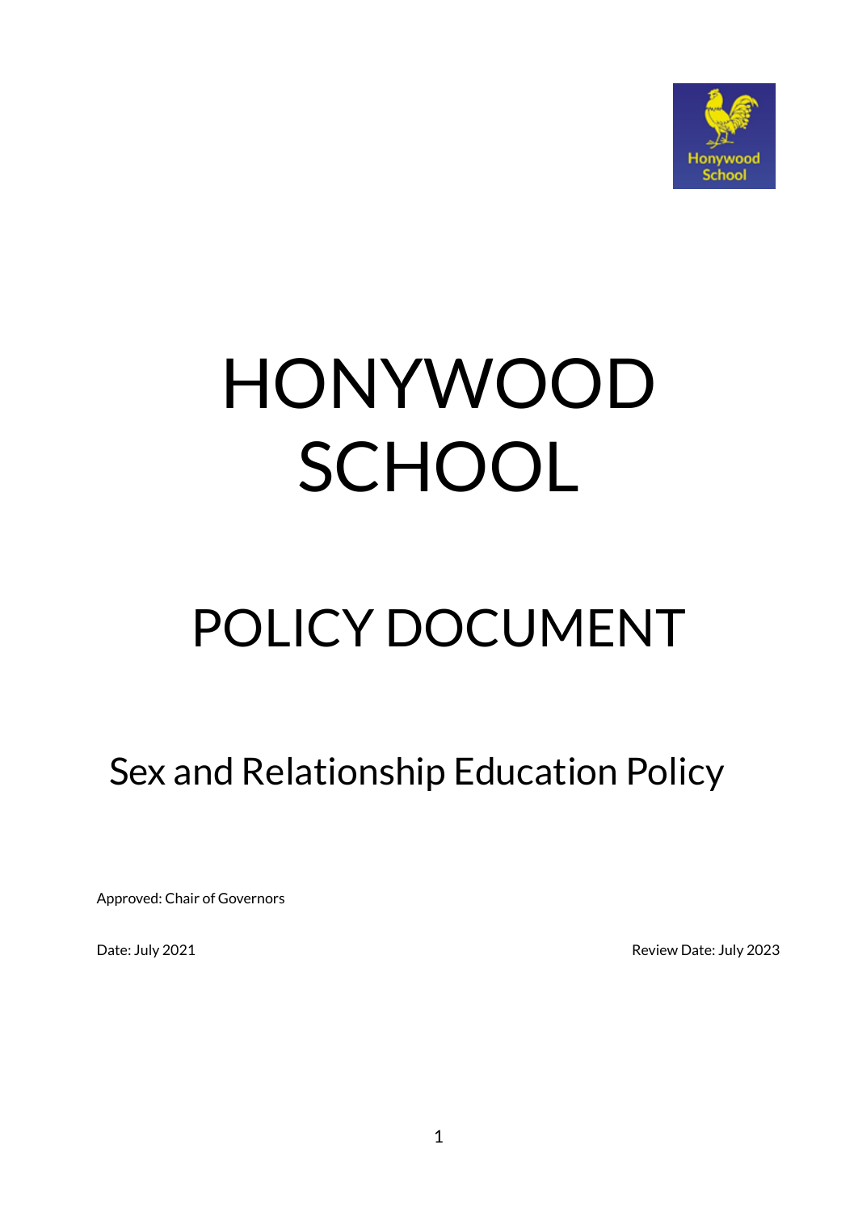# HONYWOOD SCHOOL

# POLICY DOCUMENT

## Sex and Relationship Education Policy

Approved: Chair of Governors

Date: July 2021

Review Date: July 2023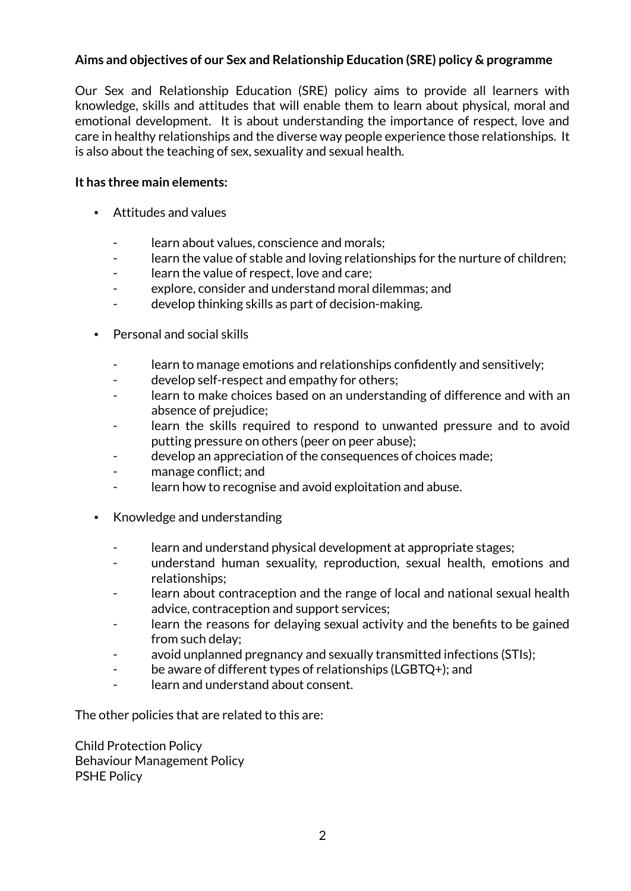**Aims and objectives of our Sex and Relationship Education (SRE) policy & programme**

Our Sex and Relationship Education (SRE) policy aims to provide all learners with knowledge, skills and attitudes that will enable them to learn about physical, moral and emotional development. It is about understanding the importance of respect, love and care in healthy relationships and the diverse way people experience those relationships. It is also about the teaching of sex, sexuality and sexual health.

**It has three main elements:**

- Attitudes and values
  - learn about values, conscience and morals;
  - learn the value of stable and loving relationships for the nurture of children;
  - learn the value of respect, love and care;
  - explore, consider and understand moral dilemmas; and
  - develop thinking skills as part of decision-making.
- Personal and social skills
  - learn to manage emotions and relationships confidently and sensitively;
  - develop self-respect and empathy for others;
  - learn to make choices based on an understanding of difference and with an absence of prejudice;
  - learn the skills required to respond to unwanted pressure and to avoid putting pressure on others (peer on peer abuse);
  - develop an appreciation of the consequences of choices made;
  - manage conflict; and
  - learn how to recognise and avoid exploitation and abuse.
- Knowledge and understanding
  - learn and understand physical development at appropriate stages;
  - understand human sexuality, reproduction, sexual health, emotions and relationships;
  - learn about contraception and the range of local and national sexual health advice, contraception and support services;
  - learn the reasons for delaying sexual activity and the benefits to be gained from such delay;
  - avoid unplanned pregnancy and sexually transmitted infections (STIs);
  - be aware of different types of relationships (LGBTQ+); and
  - learn and understand about consent.

The other policies that are related to this are:

Child Protection Policy
Behaviour Management Policy
PSHE Policy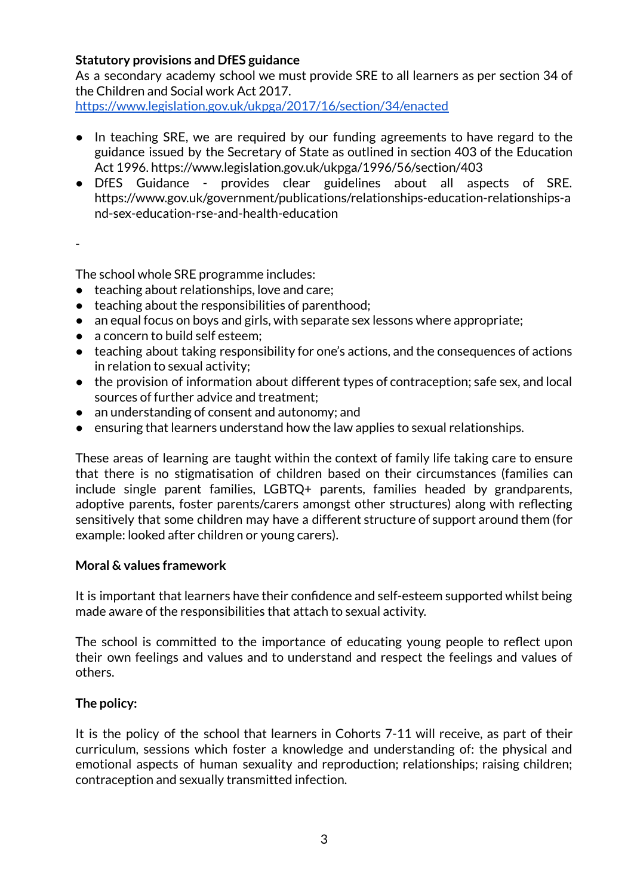**Statutory provisions and DfES guidance**

As a secondary academy school we must provide SRE to all learners as per section 34 of the Children and Social work Act 2017.
[https://www.legislation.gov.uk/ukpga/2017/16/section/34/enacted](https://www.legislation.gov.uk/ukpga/2017/16/section/34/enacted)

- In teaching SRE, we are required by our funding agreements to have regard to the guidance issued by the Secretary of State as outlined in section 403 of the Education Act 1996. https://www.legislation.gov.uk/ukpga/1996/56/section/403
- DfES Guidance - provides clear guidelines about all aspects of SRE. https://www.gov.uk/government/publications/relationships-education-relationships-and-sex-education-rse-and-health-education

-

The school whole SRE programme includes:

- teaching about relationships, love and care;
- teaching about the responsibilities of parenthood;
- an equal focus on boys and girls, with separate sex lessons where appropriate;
- a concern to build self esteem;
- teaching about taking responsibility for one's actions, and the consequences of actions in relation to sexual activity;
- the provision of information about different types of contraception; safe sex, and local sources of further advice and treatment;
- an understanding of consent and autonomy; and
- ensuring that learners understand how the law applies to sexual relationships.

These areas of learning are taught within the context of family life taking care to ensure that there is no stigmatisation of children based on their circumstances (families can include single parent families, LGBTQ+ parents, families headed by grandparents, adoptive parents, foster parents/carers amongst other structures) along with reflecting sensitively that some children may have a different structure of support around them (for example: looked after children or young carers).

**Moral & values framework**

It is important that learners have their confidence and self-esteem supported whilst being made aware of the responsibilities that attach to sexual activity.

The school is committed to the importance of educating young people to reflect upon their own feelings and values and to understand and respect the feelings and values of others.

**The policy:**

It is the policy of the school that learners in Cohorts 7-11 will receive, as part of their curriculum, sessions which foster a knowledge and understanding of: the physical and emotional aspects of human sexuality and reproduction; relationships; raising children; contraception and sexually transmitted infection.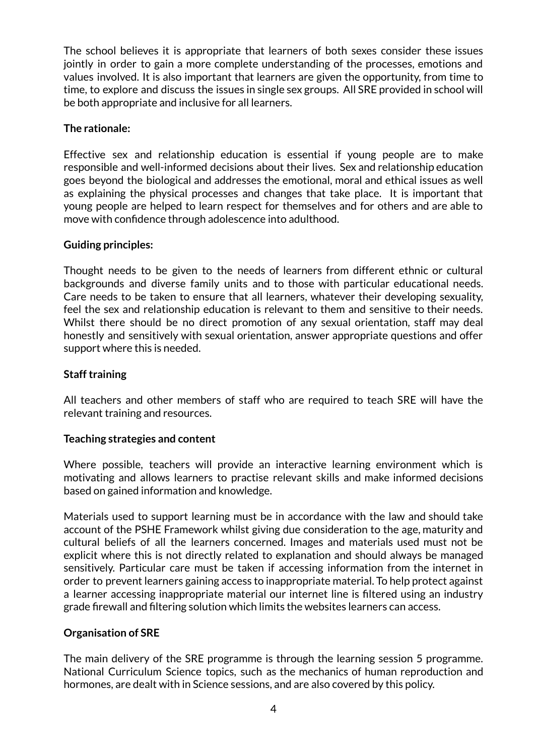The school believes it is appropriate that learners of both sexes consider these issues jointly in order to gain a more complete understanding of the processes, emotions and values involved. It is also important that learners are given the opportunity, from time to time, to explore and discuss the issues in single sex groups. All SRE provided in school will be both appropriate and inclusive for all learners.

**The rationale:**

Effective sex and relationship education is essential if young people are to make responsible and well-informed decisions about their lives. Sex and relationship education goes beyond the biological and addresses the emotional, moral and ethical issues as well as explaining the physical processes and changes that take place. It is important that young people are helped to learn respect for themselves and for others and are able to move with confidence through adolescence into adulthood.

**Guiding principles:**

Thought needs to be given to the needs of learners from different ethnic or cultural backgrounds and diverse family units and to those with particular educational needs. Care needs to be taken to ensure that all learners, whatever their developing sexuality, feel the sex and relationship education is relevant to them and sensitive to their needs. Whilst there should be no direct promotion of any sexual orientation, staff may deal honestly and sensitively with sexual orientation, answer appropriate questions and offer support where this is needed.

**Staff training**

All teachers and other members of staff who are required to teach SRE will have the relevant training and resources.

**Teaching strategies and content**

Where possible, teachers will provide an interactive learning environment which is motivating and allows learners to practise relevant skills and make informed decisions based on gained information and knowledge.

Materials used to support learning must be in accordance with the law and should take account of the PSHE Framework whilst giving due consideration to the age, maturity and cultural beliefs of all the learners concerned. Images and materials used must not be explicit where this is not directly related to explanation and should always be managed sensitively. Particular care must be taken if accessing information from the internet in order to prevent learners gaining access to inappropriate material. To help protect against a learner accessing inappropriate material our internet line is filtered using an industry grade firewall and filtering solution which limits the websites learners can access.

**Organisation of SRE**

The main delivery of the SRE programme is through the learning session 5 programme. National Curriculum Science topics, such as the mechanics of human reproduction and hormones, are dealt with in Science sessions, and are also covered by this policy.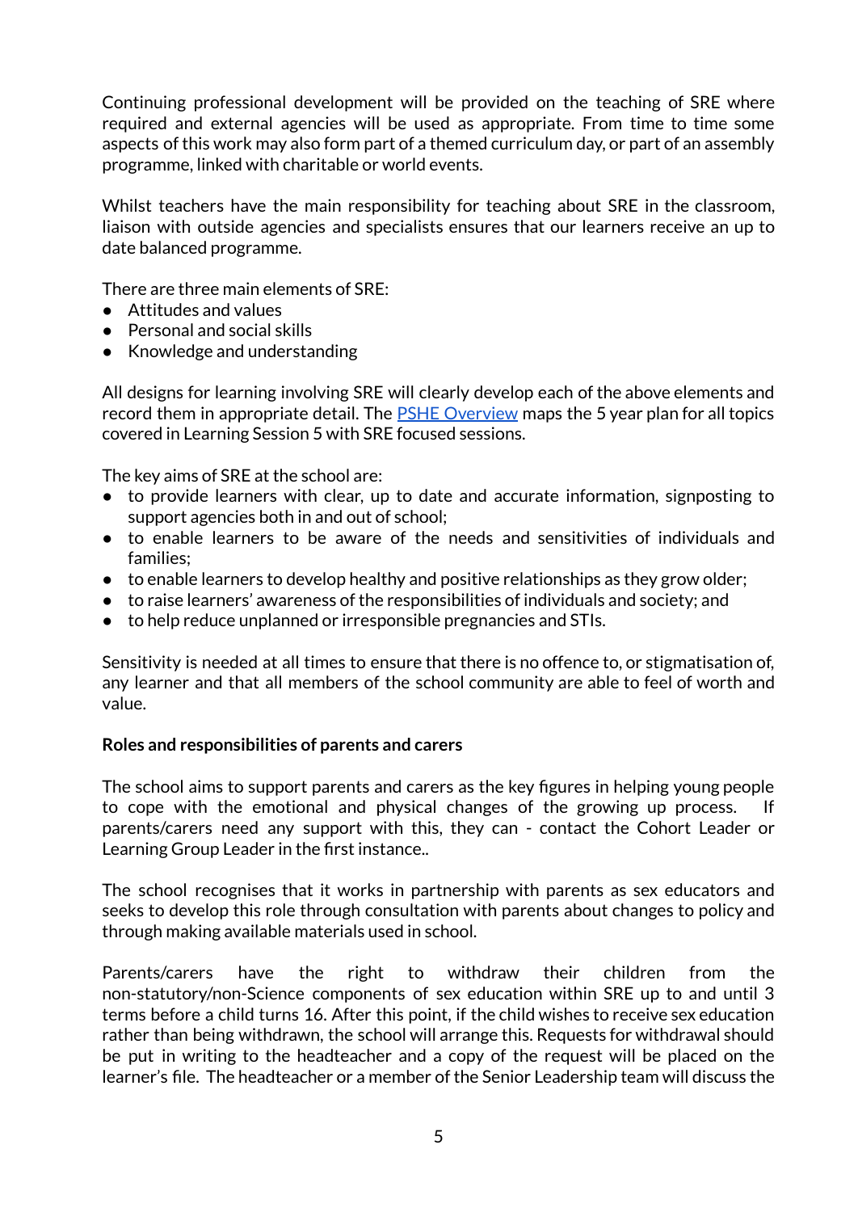Continuing professional development will be provided on the teaching of SRE where required and external agencies will be used as appropriate. From time to time some aspects of this work may also form part of a themed curriculum day, or part of an assembly programme, linked with charitable or world events.

Whilst teachers have the main responsibility for teaching about SRE in the classroom, liaison with outside agencies and specialists ensures that our learners receive an up to date balanced programme.

There are three main elements of SRE:

- Attitudes and values
- Personal and social skills
- Knowledge and understanding

All designs for learning involving SRE will clearly develop each of the above elements and record them in appropriate detail. The PSHE Overview maps the 5 year plan for all topics covered in Learning Session 5 with SRE focused sessions.

The key aims of SRE at the school are:

- to provide learners with clear, up to date and accurate information, signposting to support agencies both in and out of school;
- to enable learners to be aware of the needs and sensitivities of individuals and families;
- to enable learners to develop healthy and positive relationships as they grow older;
- to raise learners' awareness of the responsibilities of individuals and society; and
- to help reduce unplanned or irresponsible pregnancies and STIs.

Sensitivity is needed at all times to ensure that there is no offence to, or stigmatisation of, any learner and that all members of the school community are able to feel of worth and value.

**Roles and responsibilities of parents and carers**

The school aims to support parents and carers as the key figures in helping young people to cope with the emotional and physical changes of the growing up process. If parents/carers need any support with this, they can - contact the Cohort Leader or Learning Group Leader in the first instance..

The school recognises that it works in partnership with parents as sex educators and seeks to develop this role through consultation with parents about changes to policy and through making available materials used in school.

Parents/carers have the right to withdraw their children from the non-statutory/non-Science components of sex education within SRE up to and until 3 terms before a child turns 16. After this point, if the child wishes to receive sex education rather than being withdrawn, the school will arrange this. Requests for withdrawal should be put in writing to the headteacher and a copy of the request will be placed on the learner's file. The headteacher or a member of the Senior Leadership team will discuss the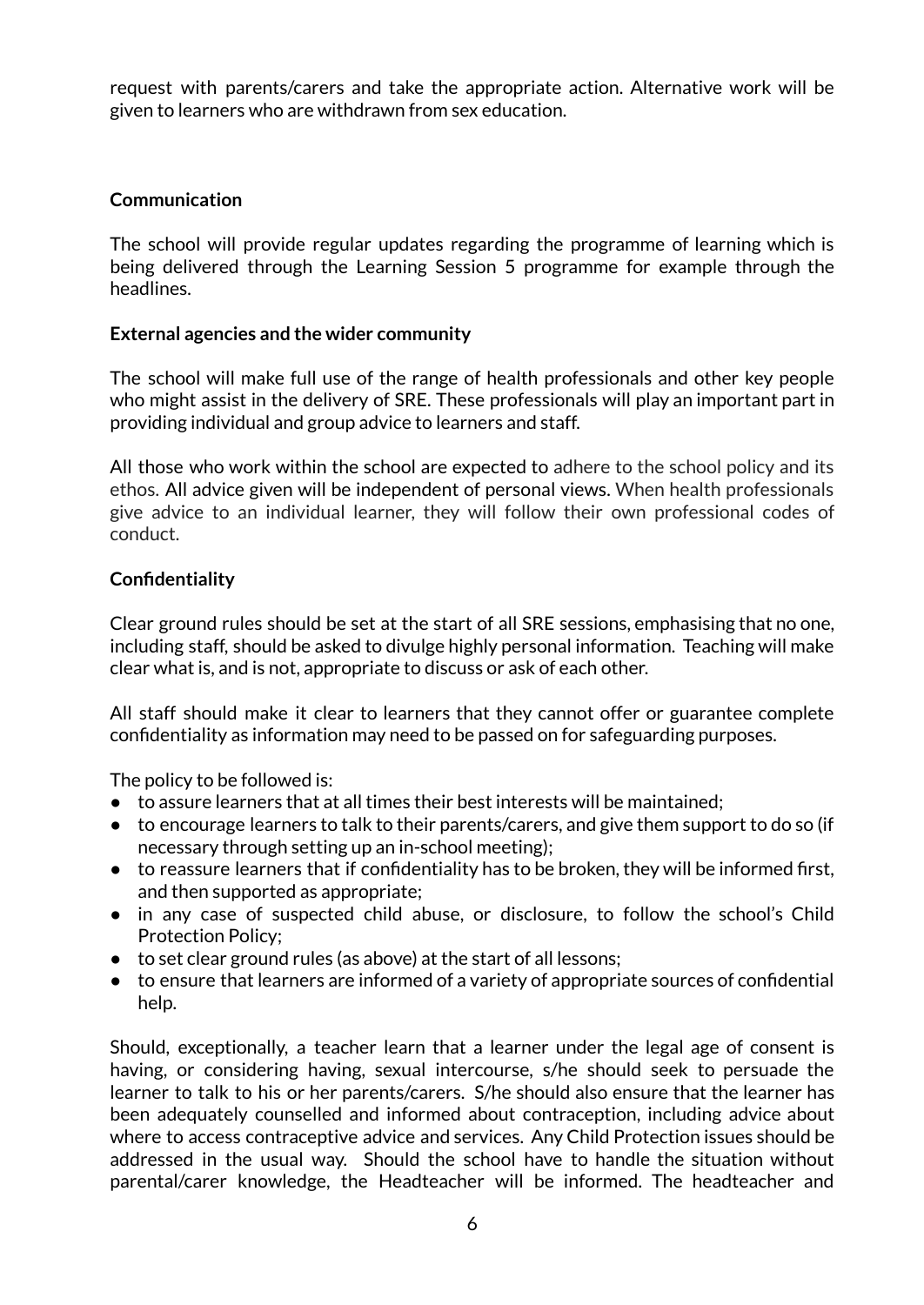request with parents/carers and take the appropriate action. Alternative work will be given to learners who are withdrawn from sex education.

**Communication**

The school will provide regular updates regarding the programme of learning which is being delivered through the Learning Session 5 programme for example through the headlines.

**External agencies and the wider community**

The school will make full use of the range of health professionals and other key people who might assist in the delivery of SRE. These professionals will play an important part in providing individual and group advice to learners and staff.

All those who work within the school are expected to adhere to the school policy and its ethos. All advice given will be independent of personal views. When health professionals give advice to an individual learner, they will follow their own professional codes of conduct.

**Confidentiality**

Clear ground rules should be set at the start of all SRE sessions, emphasising that no one, including staff, should be asked to divulge highly personal information. Teaching will make clear what is, and is not, appropriate to discuss or ask of each other.

All staff should make it clear to learners that they cannot offer or guarantee complete confidentiality as information may need to be passed on for safeguarding purposes.

The policy to be followed is:

- to assure learners that at all times their best interests will be maintained;
- to encourage learners to talk to their parents/carers, and give them support to do so (if necessary through setting up an in-school meeting);
- to reassure learners that if confidentiality has to be broken, they will be informed first, and then supported as appropriate;
- in any case of suspected child abuse, or disclosure, to follow the school's Child Protection Policy;
- to set clear ground rules (as above) at the start of all lessons;
- to ensure that learners are informed of a variety of appropriate sources of confidential help.

Should, exceptionally, a teacher learn that a learner under the legal age of consent is having, or considering having, sexual intercourse, s/he should seek to persuade the learner to talk to his or her parents/carers. S/he should also ensure that the learner has been adequately counselled and informed about contraception, including advice about where to access contraceptive advice and services. Any Child Protection issues should be addressed in the usual way. Should the school have to handle the situation without parental/carer knowledge, the Headteacher will be informed. The headteacher and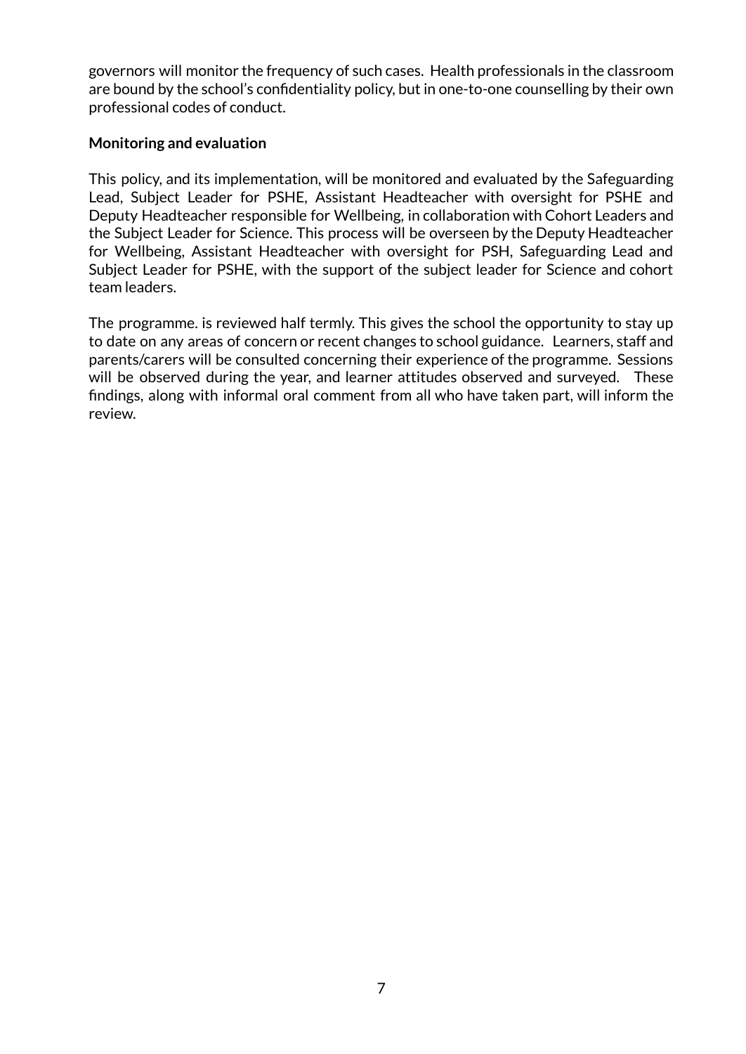governors will monitor the frequency of such cases. Health professionals in the classroom are bound by the school's confidentiality policy, but in one-to-one counselling by their own professional codes of conduct.

**Monitoring and evaluation**

This policy, and its implementation, will be monitored and evaluated by the Safeguarding Lead, Subject Leader for PSHE, Assistant Headteacher with oversight for PSHE and Deputy Headteacher responsible for Wellbeing, in collaboration with Cohort Leaders and the Subject Leader for Science. This process will be overseen by the Deputy Headteacher for Wellbeing, Assistant Headteacher with oversight for PSH, Safeguarding Lead and Subject Leader for PSHE, with the support of the subject leader for Science and cohort team leaders.

The programme. is reviewed half termly. This gives the school the opportunity to stay up to date on any areas of concern or recent changes to school guidance. Learners, staff and parents/carers will be consulted concerning their experience of the programme. Sessions will be observed during the year, and learner attitudes observed and surveyed. These findings, along with informal oral comment from all who have taken part, will inform the review.